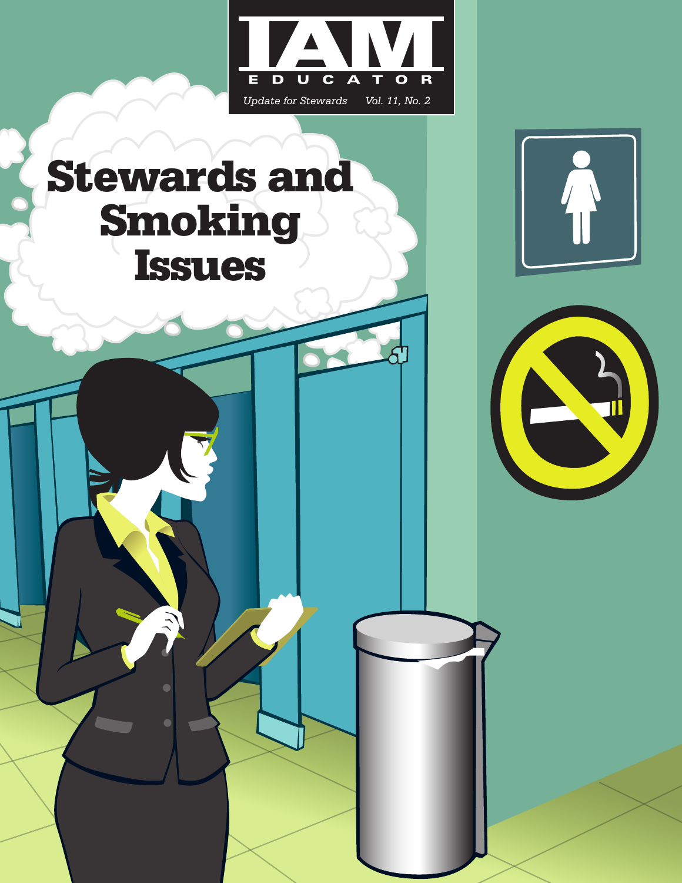# IAM EDUCATOR

*Update for Stewards* *Vol. 11, No. 2*

# Stewards and Smoking Issues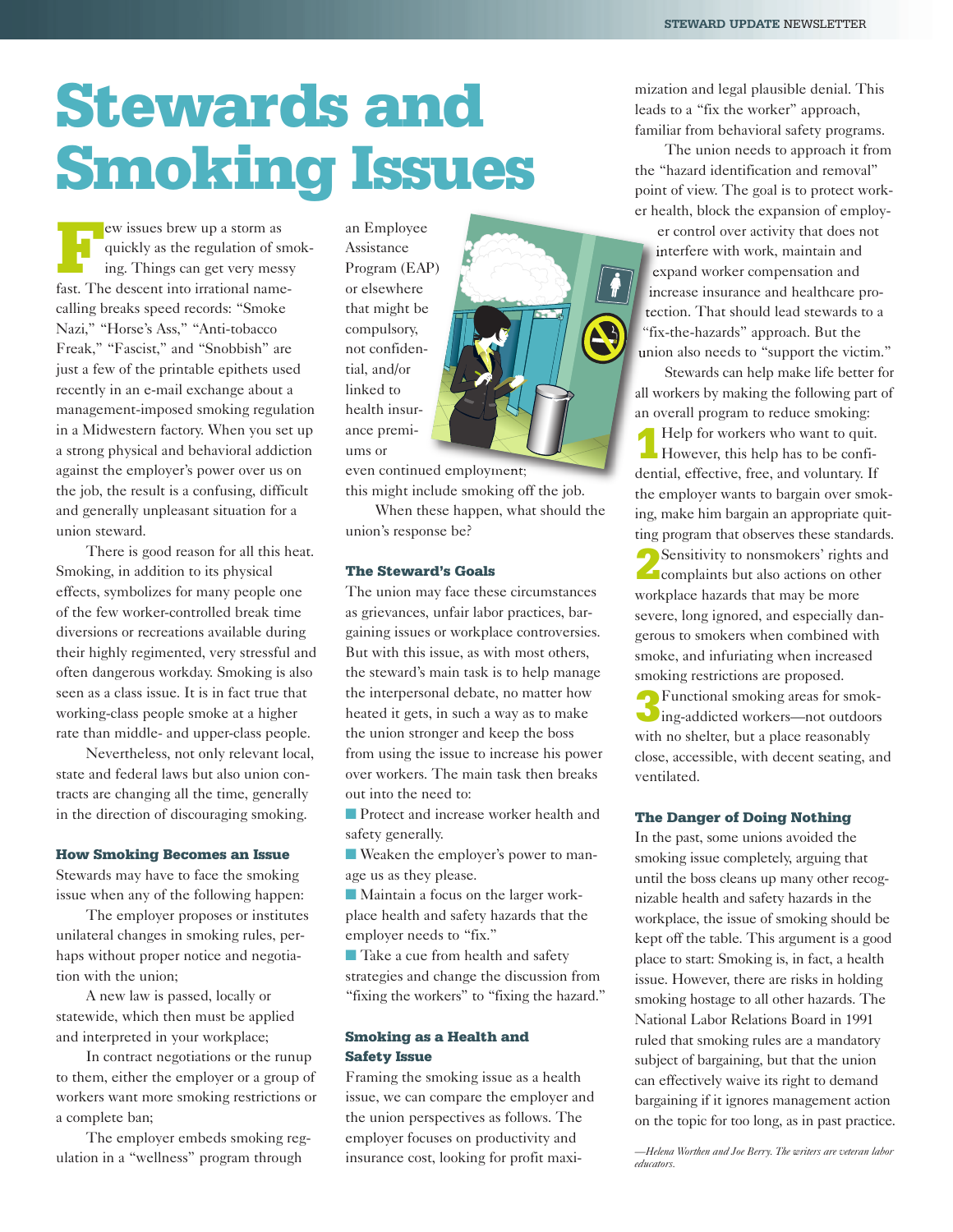# Stewards and Smoking Issues

Few issues brew up a storm as quickly as the regulation of smoking. Things can get very messy fast. The descent into irrational name-calling breaks speed records: "Smoke Nazi," "Horse's Ass," "Anti-tobacco Freak," "Fascist," and "Snobbish" are just a few of the printable epithets used recently in an e-mail exchange about a management-imposed smoking regulation in a Midwestern factory. When you set up a strong physical and behavioral addiction against the employer's power over us on the job, the result is a confusing, difficult and generally unpleasant situation for a union steward.

There is good reason for all this heat. Smoking, in addition to its physical effects, symbolizes for many people one of the few worker-controlled break time diversions or recreations available during their highly regimented, very stressful and often dangerous workday. Smoking is also seen as a class issue. It is in fact true that working-class people smoke at a higher rate than middle- and upper-class people.

Nevertheless, not only relevant local, state and federal laws but also union contracts are changing all the time, generally in the direction of discouraging smoking.

### How Smoking Becomes an Issue

Stewards may have to face the smoking issue when any of the following happen:

The employer proposes or institutes unilateral changes in smoking rules, perhaps without proper notice and negotiation with the union;

A new law is passed, locally or statewide, which then must be applied and interpreted in your workplace;

In contract negotiations or the runup to them, either the employer or a group of workers want more smoking restrictions or a complete ban;

The employer embeds smoking regulation in a "wellness" program through an Employee Assistance Program (EAP) or elsewhere that might be compulsory, not confidential, and/or linked to health insurance premiums or even continued employment; this might include smoking off the job.

When these happen, what should the union's response be?

### The Steward's Goals

The union may face these circumstances as grievances, unfair labor practices, bargaining issues or workplace controversies. But with this issue, as with most others, the steward's main task is to help manage the interpersonal debate, no matter how heated it gets, in such a way as to make the union stronger and keep the boss from using the issue to increase his power over workers. The main task then breaks out into the need to:

- Protect and increase worker health and safety generally.
- Weaken the employer's power to manage us as they please.
- Maintain a focus on the larger workplace health and safety hazards that the employer needs to "fix."
- Take a cue from health and safety strategies and change the discussion from "fixing the workers" to "fixing the hazard."

### Smoking as a Health and Safety Issue

Framing the smoking issue as a health issue, we can compare the employer and the union perspectives as follows. The employer focuses on productivity and insurance cost, looking for profit maximization and legal plausible denial. This leads to a "fix the worker" approach, familiar from behavioral safety programs.

The union needs to approach it from the "hazard identification and removal" point of view. The goal is to protect worker health, block the expansion of employer control over activity that does not interfere with work, maintain and expand worker compensation and increase insurance and healthcare protection. That should lead stewards to a "fix-the-hazards" approach. But the union also needs to "support the victim."

Stewards can help make life better for all workers by making the following part of an overall program to reduce smoking:

1. Help for workers who want to quit. However, this help has to be confidential, effective, free, and voluntary. If the employer wants to bargain over smoking, make him bargain an appropriate quitting program that observes these standards.
2. Sensitivity to nonsmokers' rights and complaints but also actions on other workplace hazards that may be more severe, long ignored, and especially dangerous to smokers when combined with smoke, and infuriating when increased smoking restrictions are proposed.
3. Functional smoking areas for smoking-addicted workers—not outdoors with no shelter, but a place reasonably close, accessible, with decent seating, and ventilated.

### The Danger of Doing Nothing

In the past, some unions avoided the smoking issue completely, arguing that until the boss cleans up many other recognizable health and safety hazards in the workplace, the issue of smoking should be kept off the table. This argument is a good place to start: Smoking is, in fact, a health issue. However, there are risks in holding smoking hostage to all other hazards. The National Labor Relations Board in 1991 ruled that smoking rules are a mandatory subject of bargaining, but that the union can effectively waive its right to demand bargaining if it ignores management action on the topic for too long, as in past practice.

*—Helena Worthen and Joe Berry. The writers are veteran labor educators.*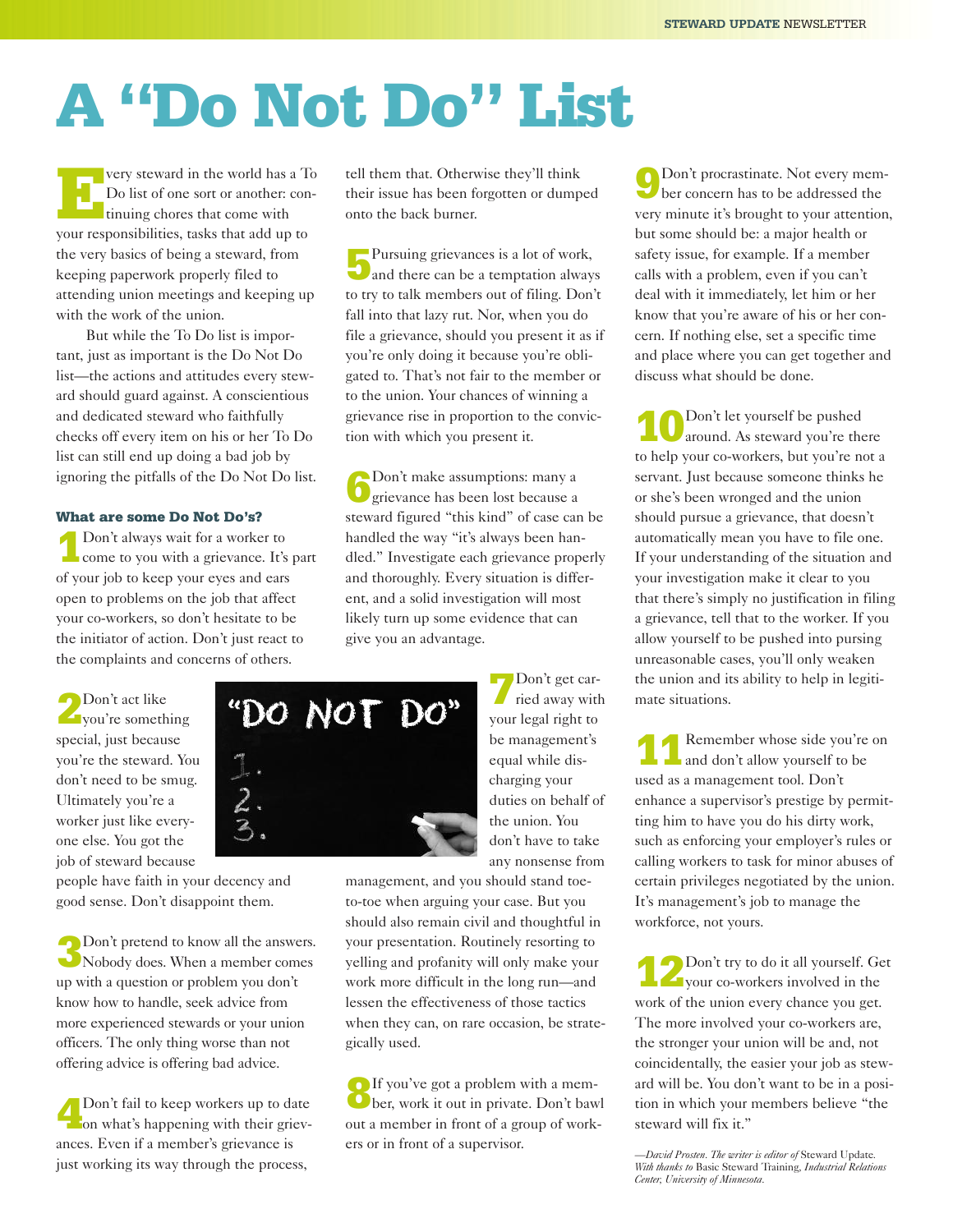# A "Do Not Do" List

Every steward in the world has a To Do list of one sort or another: continuing chores that come with your responsibilities, tasks that add up to the very basics of being a steward, from keeping paperwork properly filed to attending union meetings and keeping up with the work of the union.

But while the To Do list is important, just as important is the Do Not Do list—the actions and attitudes every steward should guard against. A conscientious and dedicated steward who faithfully checks off every item on his or her To Do list can still end up doing a bad job by ignoring the pitfalls of the Do Not Do list.

### What are some Do Not Do's?

**1** Don't always wait for a worker to come to you with a grievance. It's part of your job to keep your eyes and ears open to problems on the job that affect your co-workers, so don't hesitate to be the initiator of action. Don't just react to the complaints and concerns of others.

**2** Don't act like you're something special, just because you're the steward. You don't need to be smug. Ultimately you're a worker just like everyone else. You got the job of steward because people have faith in your decency and good sense. Don't disappoint them.

**3** Don't pretend to know all the answers. Nobody does. When a member comes up with a question or problem you don't know how to handle, seek advice from more experienced stewards or your union officers. The only thing worse than not offering advice is offering bad advice.

**4** Don't fail to keep workers up to date on what's happening with their grievances. Even if a member's grievance is just working its way through the process, tell them that. Otherwise they'll think their issue has been forgotten or dumped onto the back burner.

**5** Pursuing grievances is a lot of work, and there can be a temptation always to try to talk members out of filing. Don't fall into that lazy rut. Nor, when you do file a grievance, should you present it as if you're only doing it because you're obligated to. That's not fair to the member or to the union. Your chances of winning a grievance rise in proportion to the conviction with which you present it.

**6** Don't make assumptions: many a grievance has been lost because a steward figured "this kind" of case can be handled the way "it's always been handled." Investigate each grievance properly and thoroughly. Every situation is different, and a solid investigation will most likely turn up some evidence that can give you an advantage.

**7** Don't get carried away with your legal right to be management's equal while discharging your duties on behalf of the union. You don't have to take any nonsense from management, and you should stand toe-to-toe when arguing your case. But you should also remain civil and thoughtful in your presentation. Routinely resorting to yelling and profanity will only make your work more difficult in the long run—and lessen the effectiveness of those tactics when they can, on rare occasion, be strategically used.

**8** If you've got a problem with a member, work it out in private. Don't bawl out a member in front of a group of workers or in front of a supervisor.

**9** Don't procrastinate. Not every member concern has to be addressed the very minute it's brought to your attention, but some should be: a major health or safety issue, for example. If a member calls with a problem, even if you can't deal with it immediately, let him or her know that you're aware of his or her concern. If nothing else, set a specific time and place where you can get together and discuss what should be done.

**10** Don't let yourself be pushed around. As steward you're there to help your co-workers, but you're not a servant. Just because someone thinks he or she's been wronged and the union should pursue a grievance, that doesn't automatically mean you have to file one. If your understanding of the situation and your investigation make it clear to you that there's simply no justification in filing a grievance, tell that to the worker. If you allow yourself to be pushed into pursing unreasonable cases, you'll only weaken the union and its ability to help in legitimate situations.

**11** Remember whose side you're on and don't allow yourself to be used as a management tool. Don't enhance a supervisor's prestige by permitting him to have you do his dirty work, such as enforcing your employer's rules or calling workers to task for minor abuses of certain privileges negotiated by the union. It's management's job to manage the workforce, not yours.

**12** Don't try to do it all yourself. Get your co-workers involved in the work of the union every chance you get. The more involved your co-workers are, the stronger your union will be and, not coincidentally, the easier your job as steward will be. You don't want to be in a position in which your members believe "the steward will fix it."

*—David Prosten. The writer is editor of* Steward Update. *With thanks to* Basic Steward Training, *Industrial Relations Center, University of Minnesota.*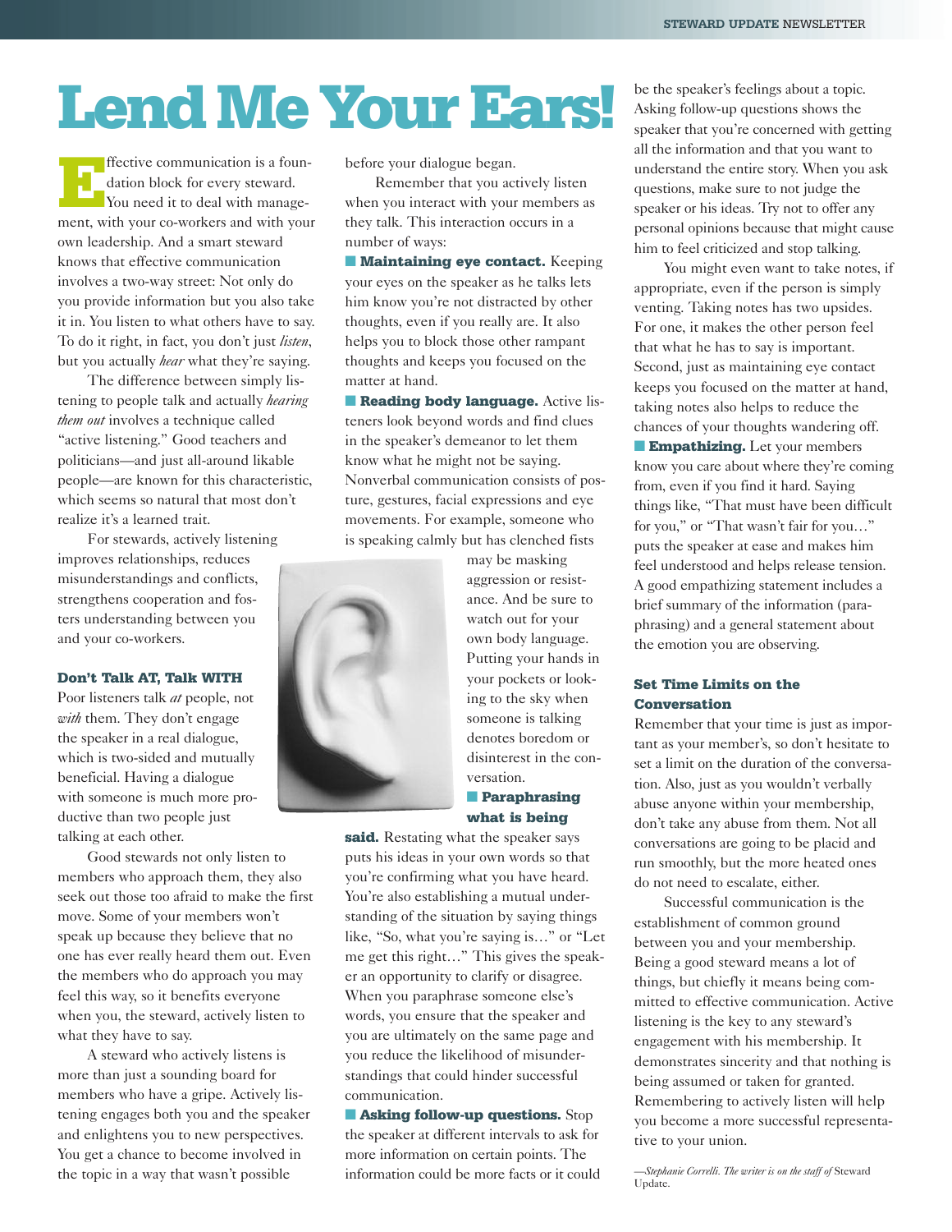# Lend Me Your Ears!

Effective communication is a foundation block for every steward. You need it to deal with management, with your co-workers and with your own leadership. And a smart steward knows that effective communication involves a two-way street: Not only do you provide information but you also take it in. You listen to what others have to say. To do it right, in fact, you don't just *listen*, but you actually *hear* what they're saying.

The difference between simply listening to people talk and actually *hearing them out* involves a technique called "active listening." Good teachers and politicians—and just all-around likable people—are known for this characteristic, which seems so natural that most don't realize it's a learned trait.

For stewards, actively listening improves relationships, reduces misunderstandings and conflicts, strengthens cooperation and fosters understanding between you and your co-workers.

### Don't Talk AT, Talk WITH

Poor listeners talk *at* people, not *with* them. They don't engage the speaker in a real dialogue, which is two-sided and mutually beneficial. Having a dialogue with someone is much more productive than two people just talking at each other.

Good stewards not only listen to members who approach them, they also seek out those too afraid to make the first move. Some of your members won't speak up because they believe that no one has ever really heard them out. Even the members who do approach you may feel this way, so it benefits everyone when you, the steward, actively listen to what they have to say.

A steward who actively listens is more than just a sounding board for members who have a gripe. Actively listening engages both you and the speaker and enlightens you to new perspectives. You get a chance to become involved in the topic in a way that wasn't possible before your dialogue began.

Remember that you actively listen when you interact with your members as they talk. This interaction occurs in a number of ways:

- **Maintaining eye contact.** Keeping your eyes on the speaker as he talks lets him know you're not distracted by other thoughts, even if you really are. It also helps you to block those other rampant thoughts and keeps you focused on the matter at hand.
- **Reading body language.** Active listeners look beyond words and find clues in the speaker's demeanor to let them know what he might not be saying. Nonverbal communication consists of posture, gestures, facial expressions and eye movements. For example, someone who is speaking calmly but has clenched fists may be masking aggression or resistance. And be sure to watch out for your own body language. Putting your hands in your pockets or looking to the sky when someone is talking denotes boredom or disinterest in the conversation.
- **Paraphrasing what is being said.** Restating what the speaker says puts his ideas in your own words so that you're confirming what you have heard. You're also establishing a mutual understanding of the situation by saying things like, "So, what you're saying is…" or "Let me get this right…" This gives the speaker an opportunity to clarify or disagree. When you paraphrase someone else's words, you ensure that the speaker and you are ultimately on the same page and you reduce the likelihood of misunderstandings that could hinder successful communication.
- **Asking follow-up questions.** Stop the speaker at different intervals to ask for more information on certain points. The information could be more facts or it could be the speaker's feelings about a topic. Asking follow-up questions shows the speaker that you're concerned with getting all the information and that you want to understand the entire story. When you ask questions, make sure to not judge the speaker or his ideas. Try not to offer any personal opinions because that might cause him to feel criticized and stop talking.

  You might even want to take notes, if appropriate, even if the person is simply venting. Taking notes has two upsides. For one, it makes the other person feel that what he has to say is important. Second, just as maintaining eye contact keeps you focused on the matter at hand, taking notes also helps to reduce the chances of your thoughts wandering off.
- **Empathizing.** Let your members know you care about where they're coming from, even if you find it hard. Saying things like, "That must have been difficult for you," or "That wasn't fair for you…" puts the speaker at ease and makes him feel understood and helps release tension. A good empathizing statement includes a brief summary of the information (paraphrasing) and a general statement about the emotion you are observing.

### Set Time Limits on the Conversation

Remember that your time is just as important as your member's, so don't hesitate to set a limit on the duration of the conversation. Also, just as you wouldn't verbally abuse anyone within your membership, don't take any abuse from them. Not all conversations are going to be placid and run smoothly, but the more heated ones do not need to escalate, either.

Successful communication is the establishment of common ground between you and your membership. Being a good steward means a lot of things, but chiefly it means being committed to effective communication. Active listening is the key to any steward's engagement with his membership. It demonstrates sincerity and that nothing is being assumed or taken for granted. Remembering to actively listen will help you become a more successful representative to your union.

*—Stephanie Correlli. The writer is on the staff of* Steward Update.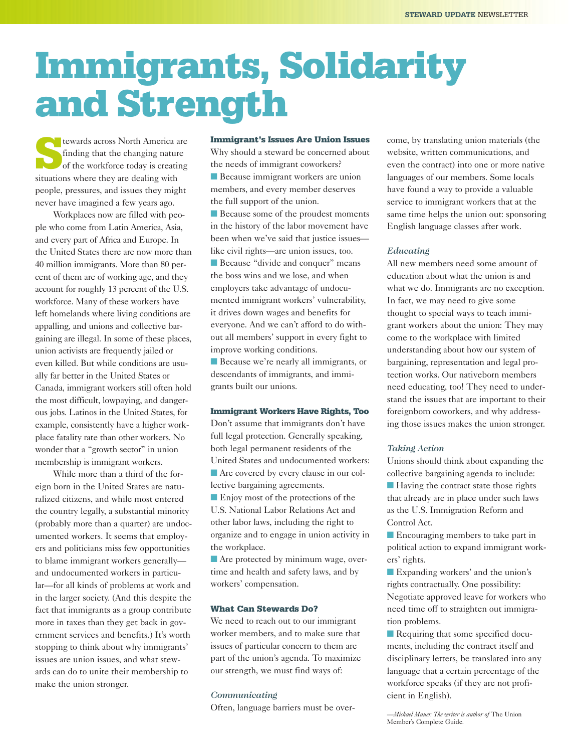# Immigrants, Solidarity and Strength

Stewards across North America are finding that the changing nature of the workforce today is creating situations where they are dealing with people, pressures, and issues they might never have imagined a few years ago.

Workplaces now are filled with people who come from Latin America, Asia, and every part of Africa and Europe. In the United States there are now more than 40 million immigrants. More than 80 percent of them are of working age, and they account for roughly 13 percent of the U.S. workforce. Many of these workers have left homelands where living conditions are appalling, and unions and collective bargaining are illegal. In some of these places, union activists are frequently jailed or even killed. But while conditions are usually far better in the United States or Canada, immigrant workers still often hold the most difficult, lowpaying, and dangerous jobs. Latinos in the United States, for example, consistently have a higher workplace fatality rate than other workers. No wonder that a "growth sector" in union membership is immigrant workers.

While more than a third of the foreign born in the United States are naturalized citizens, and while most entered the country legally, a substantial minority (probably more than a quarter) are undocumented workers. It seems that employers and politicians miss few opportunities to blame immigrant workers generally—and undocumented workers in particular—for all kinds of problems at work and in the larger society. (And this despite the fact that immigrants as a group contribute more in taxes than they get back in government services and benefits.) It's worth stopping to think about why immigrants' issues are union issues, and what stewards can do to unite their membership to make the union stronger.

### Immigrant's Issues Are Union Issues

Why should a steward be concerned about the needs of immigrant coworkers?

- Because immigrant workers are union members, and every member deserves the full support of the union.
- Because some of the proudest moments in the history of the labor movement have been when we've said that justice issues—like civil rights—are union issues, too.
- Because "divide and conquer" means the boss wins and we lose, and when employers take advantage of undocumented immigrant workers' vulnerability, it drives down wages and benefits for everyone. And we can't afford to do without all members' support in every fight to improve working conditions.
- Because we're nearly all immigrants, or descendants of immigrants, and immigrants built our unions.

### Immigrant Workers Have Rights, Too

Don't assume that immigrants don't have full legal protection. Generally speaking, both legal permanent residents of the United States and undocumented workers:

- Are covered by every clause in our collective bargaining agreements.
- Enjoy most of the protections of the U.S. National Labor Relations Act and other labor laws, including the right to organize and to engage in union activity in the workplace.
- Are protected by minimum wage, overtime and health and safety laws, and by workers' compensation.

### What Can Stewards Do?

We need to reach out to our immigrant worker members, and to make sure that issues of particular concern to them are part of the union's agenda. To maximize our strength, we must find ways of:

#### *Communicating*

Often, language barriers must be overcome, by translating union materials (the website, written communications, and even the contract) into one or more native languages of our members. Some locals have found a way to provide a valuable service to immigrant workers that at the same time helps the union out: sponsoring English language classes after work.

#### *Educating*

All new members need some amount of education about what the union is and what we do. Immigrants are no exception. In fact, we may need to give some thought to special ways to teach immigrant workers about the union: They may come to the workplace with limited understanding about how our system of bargaining, representation and legal protection works. Our nativeborn members need educating, too! They need to understand the issues that are important to their foreignborn coworkers, and why addressing those issues makes the union stronger.

#### *Taking Action*

Unions should think about expanding the collective bargaining agenda to include:

- Having the contract state those rights that already are in place under such laws as the U.S. Immigration Reform and Control Act.
- Encouraging members to take part in political action to expand immigrant workers' rights.
- Expanding workers' and the union's rights contractually. One possibility: Negotiate approved leave for workers who need time off to straighten out immigration problems.
- Requiring that some specified documents, including the contract itself and disciplinary letters, be translated into any language that a certain percentage of the workforce speaks (if they are not proficient in English).

*—Michael Mauer. The writer is author of* The Union Member's Complete Guide.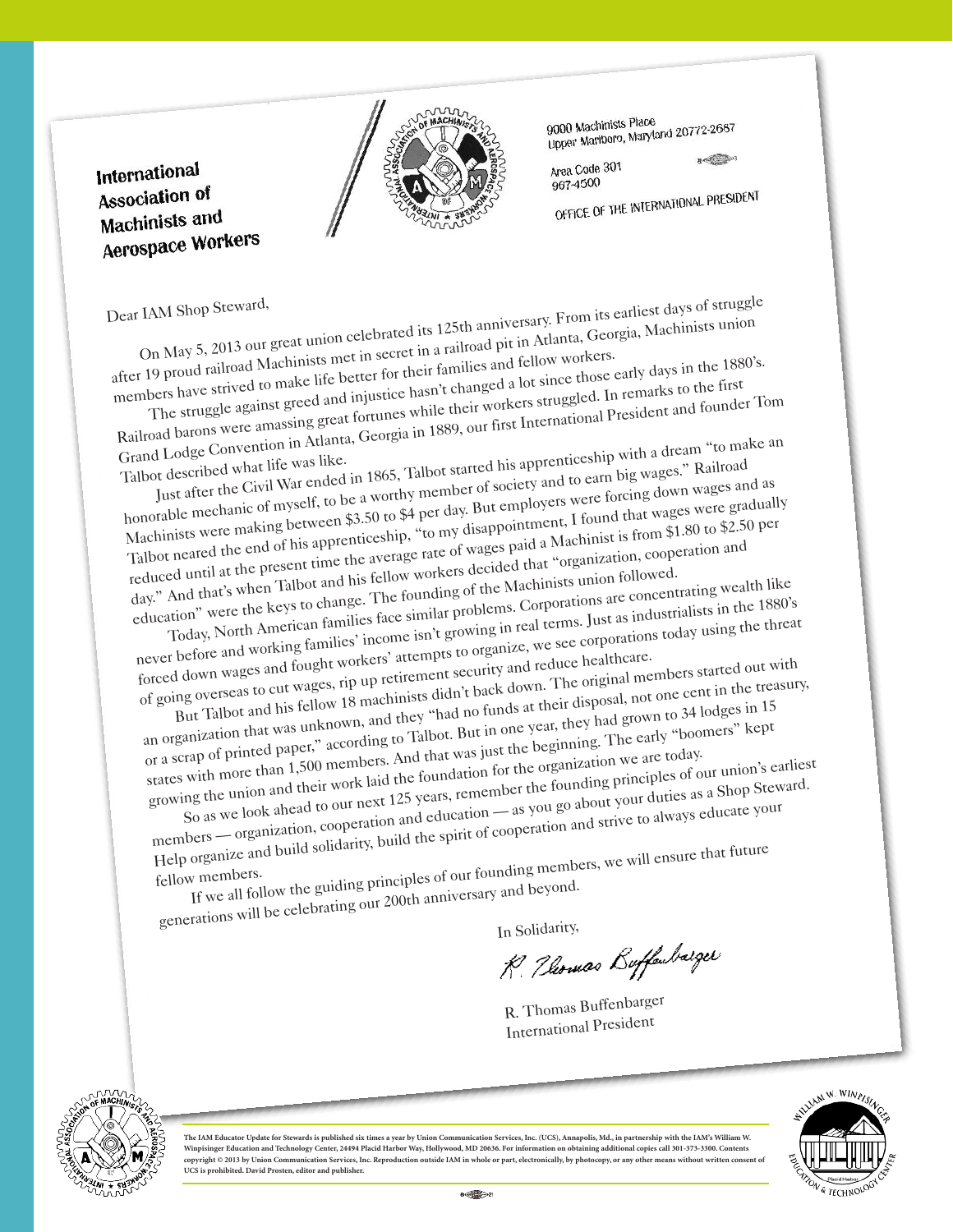**International Association of Machinists and Aerospace Workers**

9000 Machinists Place
Upper Marlboro, Maryland 20772-2687

Area Code 301
967-4500

OFFICE OF THE INTERNATIONAL PRESIDENT

Dear IAM Shop Steward,

On May 5, 2013 our great union celebrated its 125th anniversary. From its earliest days of struggle after 19 proud railroad Machinists met in secret in a railroad pit in Atlanta, Georgia, Machinists union members have strived to make life better for their families and fellow workers.

The struggle against greed and injustice hasn't changed a lot since those early days in the 1880's. Railroad barons were amassing great fortunes while their workers struggled. In remarks to the first Grand Lodge Convention in Atlanta, Georgia in 1889, our first International President and founder Tom Talbot described what life was like.

Just after the Civil War ended in 1865, Talbot started his apprenticeship with a dream "to make an honorable mechanic of myself, to be a worthy member of society and to earn big wages." Railroad Machinists were making between $3.50 to $4 per day. But employers were forcing down wages and as Talbot neared the end of his apprenticeship, "to my disappointment, I found that wages were gradually reduced until at the present time the average rate of wages paid a Machinist is from $1.80 to $2.50 per day." And that's when Talbot and his fellow workers decided that "organization, cooperation and education" were the keys to change. The founding of the Machinists union followed.

Today, North American families face similar problems. Corporations are concentrating wealth like never before and working families' income isn't growing in real terms. Just as industrialists in the 1880's forced down wages and fought workers' attempts to organize, we see corporations today using the threat of going overseas to cut wages, rip up retirement security and reduce healthcare.

But Talbot and his fellow 18 machinists didn't back down. The original members started out with an organization that was unknown, and they "had no funds at their disposal, not one cent in the treasury, or a scrap of printed paper," according to Talbot. But in one year, they had grown to 34 lodges in 15 states with more than 1,500 members. And that was just the beginning. The early "boomers" kept growing the union and their work laid the foundation for the organization we are today.

So as we look ahead to our next 125 years, remember the founding principles of our union's earliest members — organization, cooperation and education — as you go about your duties as a Shop Steward. Help organize and build solidarity, build the spirit of cooperation and strive to always educate your fellow members.

If we all follow the guiding principles of our founding members, we will ensure that future generations will be celebrating our 200th anniversary and beyond.

In Solidarity,

R. Thomas Buffenbarger

R. Thomas Buffenbarger
International President

The IAM Educator Update for Stewards is published six times a year by Union Communication Services, Inc. (UCS), Annapolis, Md., in partnership with the IAM's William W. Winpisinger Education and Technology Center, 24494 Placid Harbor Way, Hollywood, MD 20636. For information on obtaining additional copies call 301-373-3300. Contents copyright © 2013 by Union Communication Services, Inc. Reproduction outside IAM in whole or part, electronically, by photocopy, or any other means without written consent of UCS is prohibited. David Prosten, editor and publisher.